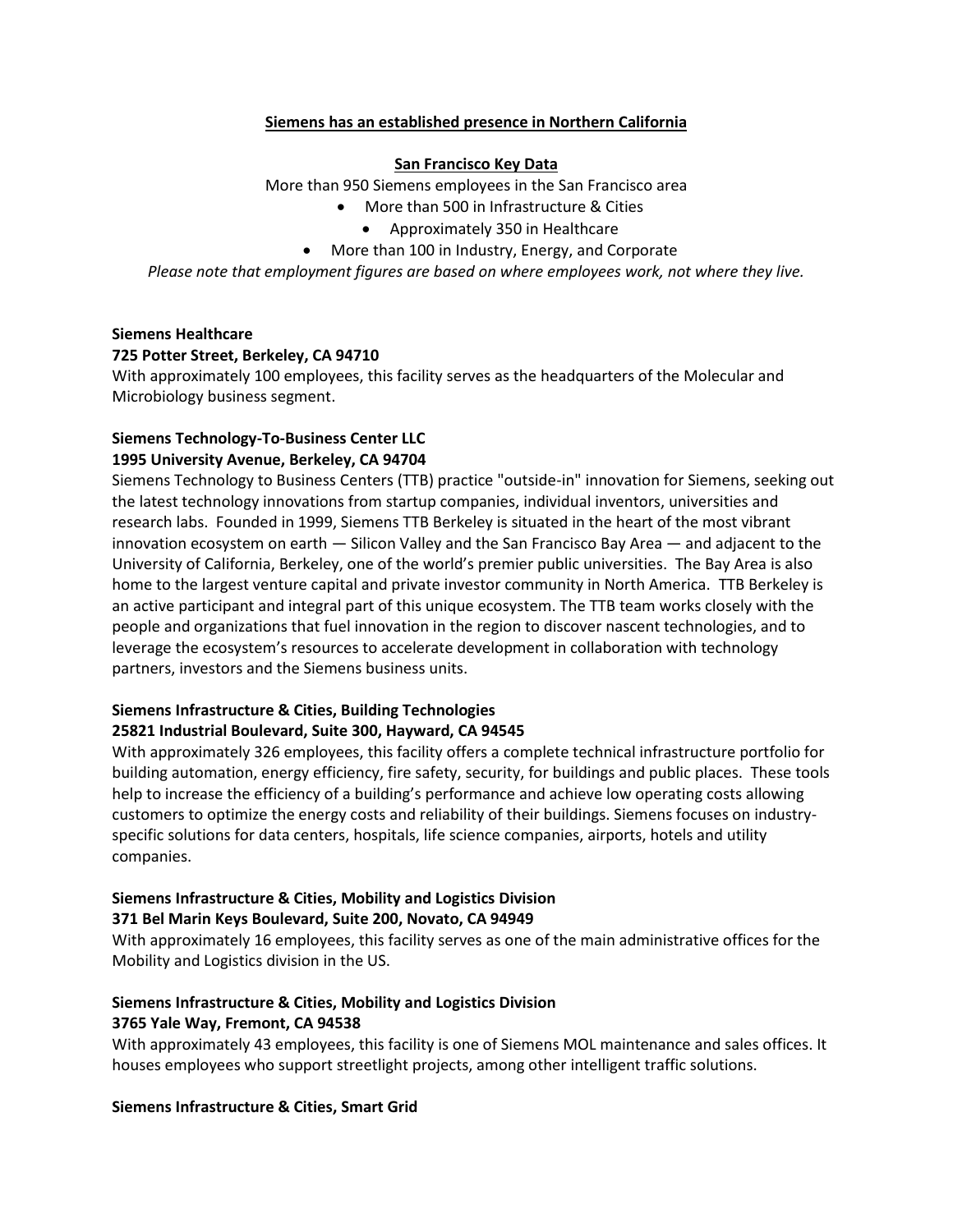## Siemens has an established presence in Northern California

### San Francisco Key Data

More than 950 Siemens employees in the San Francisco area

- More than 500 in Infrastructure & Cities
- Approximately 350 in Healthcare
- More than 100 in Industry, Energy, and Corporate

*Please note that employment figures are based on where employees work, not where they live.*

**Siemens Healthcare**
**725 Potter Street, Berkeley, CA 94710**

With approximately 100 employees, this facility serves as the headquarters of the Molecular and Microbiology business segment.

**Siemens Technology-To-Business Center LLC**
**1995 University Avenue, Berkeley, CA 94704**

Siemens Technology to Business Centers (TTB) practice "outside-in" innovation for Siemens, seeking out the latest technology innovations from startup companies, individual inventors, universities and research labs. Founded in 1999, Siemens TTB Berkeley is situated in the heart of the most vibrant innovation ecosystem on earth — Silicon Valley and the San Francisco Bay Area — and adjacent to the University of California, Berkeley, one of the world's premier public universities. The Bay Area is also home to the largest venture capital and private investor community in North America. TTB Berkeley is an active participant and integral part of this unique ecosystem. The TTB team works closely with the people and organizations that fuel innovation in the region to discover nascent technologies, and to leverage the ecosystem's resources to accelerate development in collaboration with technology partners, investors and the Siemens business units.

**Siemens Infrastructure & Cities, Building Technologies**
**25821 Industrial Boulevard, Suite 300, Hayward, CA 94545**

With approximately 326 employees, this facility offers a complete technical infrastructure portfolio for building automation, energy efficiency, fire safety, security, for buildings and public places. These tools help to increase the efficiency of a building's performance and achieve low operating costs allowing customers to optimize the energy costs and reliability of their buildings. Siemens focuses on industry-specific solutions for data centers, hospitals, life science companies, airports, hotels and utility companies.

**Siemens Infrastructure & Cities, Mobility and Logistics Division**
**371 Bel Marin Keys Boulevard, Suite 200, Novato, CA 94949**

With approximately 16 employees, this facility serves as one of the main administrative offices for the Mobility and Logistics division in the US.

**Siemens Infrastructure & Cities, Mobility and Logistics Division**
**3765 Yale Way, Fremont, CA 94538**

With approximately 43 employees, this facility is one of Siemens MOL maintenance and sales offices. It houses employees who support streetlight projects, among other intelligent traffic solutions.

**Siemens Infrastructure & Cities, Smart Grid**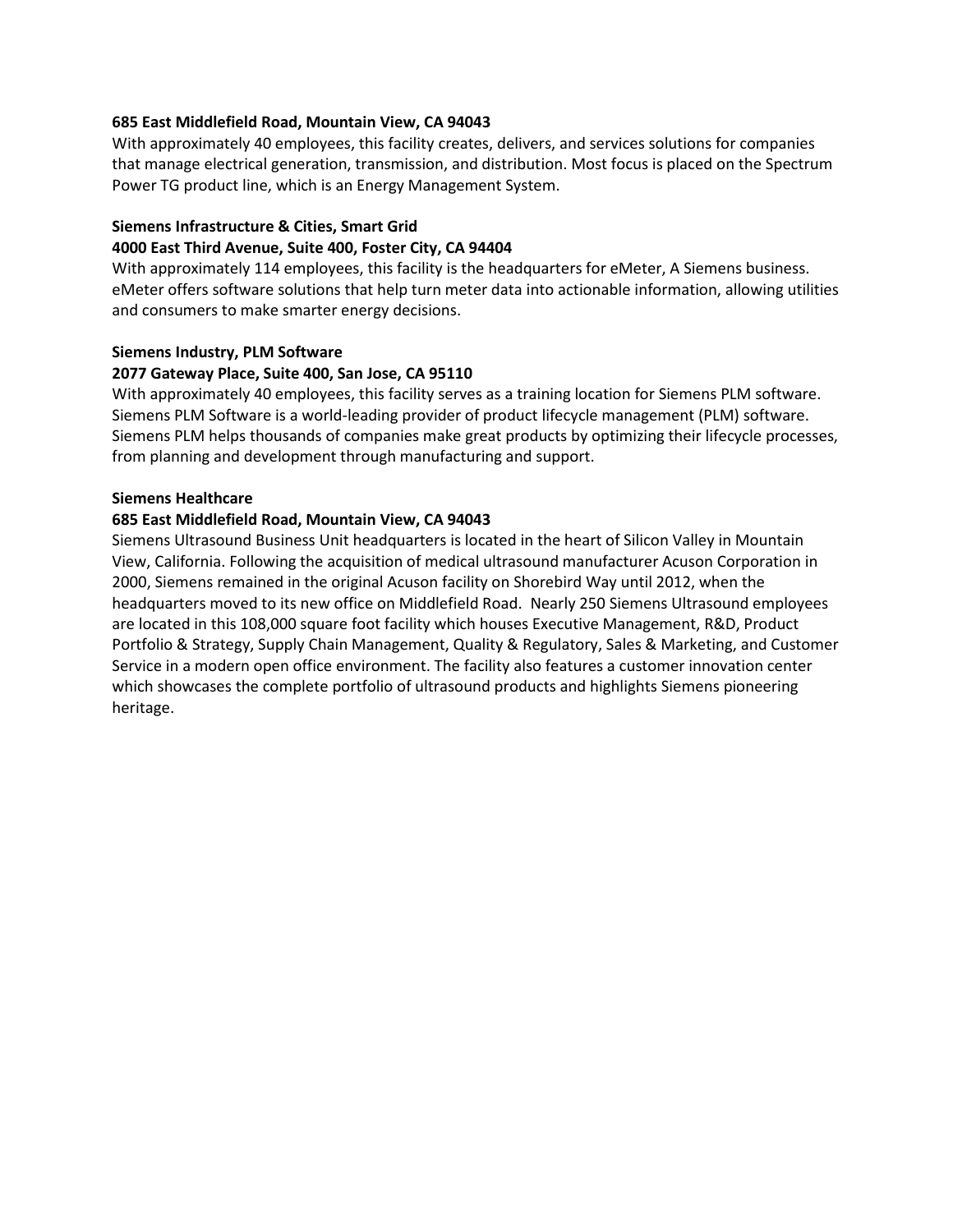**685 East Middlefield Road, Mountain View, CA 94043**
With approximately 40 employees, this facility creates, delivers, and services solutions for companies that manage electrical generation, transmission, and distribution. Most focus is placed on the Spectrum Power TG product line, which is an Energy Management System.

**Siemens Infrastructure & Cities, Smart Grid**
**4000 East Third Avenue, Suite 400, Foster City, CA 94404**
With approximately 114 employees, this facility is the headquarters for eMeter, A Siemens business. eMeter offers software solutions that help turn meter data into actionable information, allowing utilities and consumers to make smarter energy decisions.

**Siemens Industry, PLM Software**
**2077 Gateway Place, Suite 400, San Jose, CA 95110**
With approximately 40 employees, this facility serves as a training location for Siemens PLM software. Siemens PLM Software is a world-leading provider of product lifecycle management (PLM) software. Siemens PLM helps thousands of companies make great products by optimizing their lifecycle processes, from planning and development through manufacturing and support.

**Siemens Healthcare**
**685 East Middlefield Road, Mountain View, CA 94043**
Siemens Ultrasound Business Unit headquarters is located in the heart of Silicon Valley in Mountain View, California. Following the acquisition of medical ultrasound manufacturer Acuson Corporation in 2000, Siemens remained in the original Acuson facility on Shorebird Way until 2012, when the headquarters moved to its new office on Middlefield Road. Nearly 250 Siemens Ultrasound employees are located in this 108,000 square foot facility which houses Executive Management, R&D, Product Portfolio & Strategy, Supply Chain Management, Quality & Regulatory, Sales & Marketing, and Customer Service in a modern open office environment. The facility also features a customer innovation center which showcases the complete portfolio of ultrasound products and highlights Siemens pioneering heritage.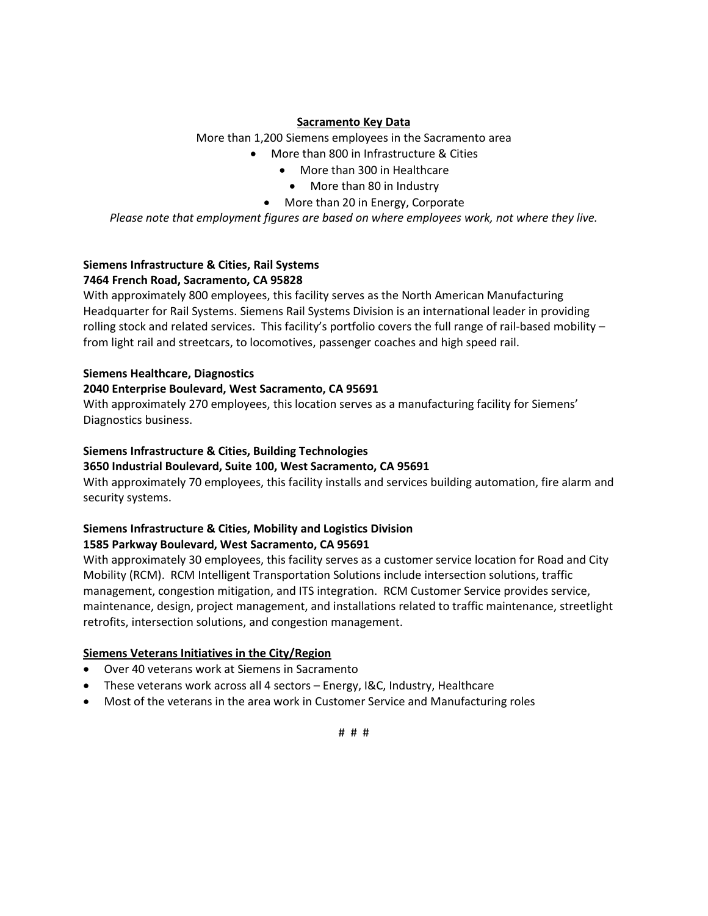## Sacramento Key Data

More than 1,200 Siemens employees in the Sacramento area

- More than 800 in Infrastructure & Cities
- More than 300 in Healthcare
- More than 80 in Industry
- More than 20 in Energy, Corporate

*Please note that employment figures are based on where employees work, not where they live.*

**Siemens Infrastructure & Cities, Rail Systems**
**7464 French Road, Sacramento, CA 95828**

With approximately 800 employees, this facility serves as the North American Manufacturing Headquarter for Rail Systems. Siemens Rail Systems Division is an international leader in providing rolling stock and related services. This facility's portfolio covers the full range of rail-based mobility – from light rail and streetcars, to locomotives, passenger coaches and high speed rail.

**Siemens Healthcare, Diagnostics**
**2040 Enterprise Boulevard, West Sacramento, CA 95691**

With approximately 270 employees, this location serves as a manufacturing facility for Siemens' Diagnostics business.

**Siemens Infrastructure & Cities, Building Technologies**
**3650 Industrial Boulevard, Suite 100, West Sacramento, CA 95691**

With approximately 70 employees, this facility installs and services building automation, fire alarm and security systems.

**Siemens Infrastructure & Cities, Mobility and Logistics Division**
**1585 Parkway Boulevard, West Sacramento, CA 95691**

With approximately 30 employees, this facility serves as a customer service location for Road and City Mobility (RCM). RCM Intelligent Transportation Solutions include intersection solutions, traffic management, congestion mitigation, and ITS integration. RCM Customer Service provides service, maintenance, design, project management, and installations related to traffic maintenance, streetlight retrofits, intersection solutions, and congestion management.

## Siemens Veterans Initiatives in the City/Region

- Over 40 veterans work at Siemens in Sacramento
- These veterans work across all 4 sectors – Energy, I&C, Industry, Healthcare
- Most of the veterans in the area work in Customer Service and Manufacturing roles

# # #